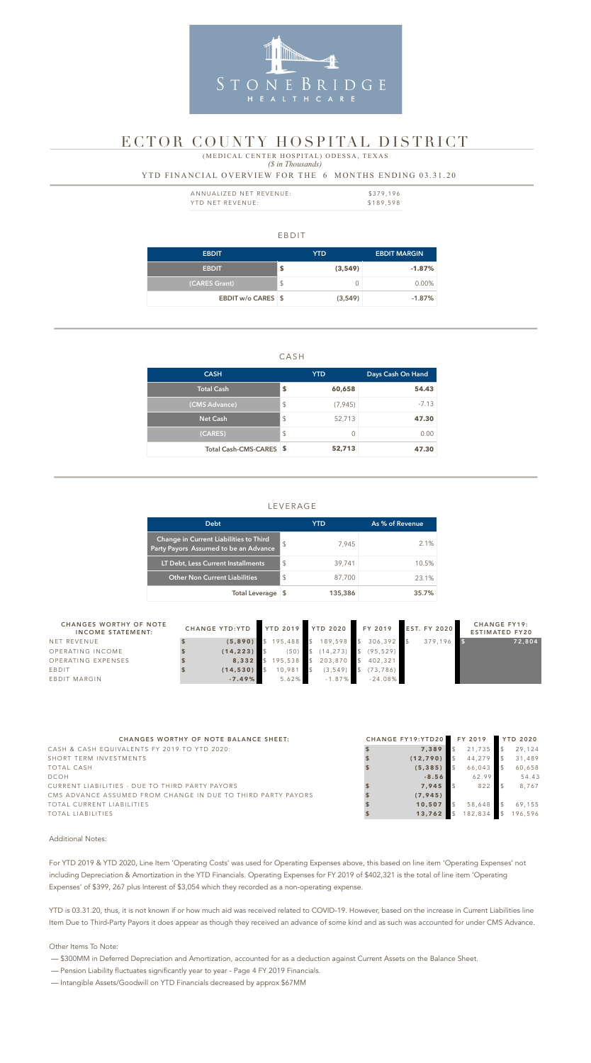STONEBRIDGE HEALTHCARE

# ECTOR COUNTY HOSPITAL DISTRICT

(MEDICAL CENTER HOSPITAL) ODESSA, TEXAS

*($ in Thousands)*

YTD FINANCIAL OVERVIEW FOR THE 6 MONTHS ENDING 03.31.20

| | |
|---|---|
| ANNUALIZED NET REVENUE: | $379,196 |
| YTD NET REVENUE: | $189,598 |

## EBDIT

| EBDIT | YTD | EBDIT MARGIN |
|---|---|---|
| EBDIT | $ (3,549) | -1.87% |
| (CARES Grant) | $ 0 | 0.00% |
| EBDIT w/o CARES | $ (3,549) | -1.87% |

## CASH

| CASH | YTD | Days Cash On Hand |
|---|---|---|
| Total Cash | $ 60,658 | 54.43 |
| (CMS Advance) | $ (7,945) | -7.13 |
| Net Cash | $ 52,713 | 47.30 |
| (CARES) | $ 0 | 0.00 |
| Total Cash-CMS-CARES | $ 52,713 | 47.30 |

## LEVERAGE

| Debt | YTD | As % of Revenue |
|---|---|---|
| Change in Current Liabilities to Third Party Payors Assumed to be an Advance | $ 7,945 | 2.1% |
| LT Debt, Less Current Installments | $ 39,741 | 10.5% |
| Other Non Current Liabilities | $ 87,700 | 23.1% |
| Total Leverage | $ 135,386 | 35.7% |

| CHANGES WORTHY OF NOTE INCOME STATEMENT: | CHANGE YTD:YTD | YTD 2019 | YTD 2020 | FY 2019 | EST. FY 2020 | CHANGE FY19: ESTIMATED FY20 |
|---|---|---|---|---|---|---|
| NET REVENUE | $ (5,890) | $ 195,488 | $ 189,598 | $ 306,392 | $ 379,196 | $ 72,804 |
| OPERATING INCOME | $ (14,223) | $ (50) | $ (14,273) | $ (95,529) | | |
| OPERATING EXPENSES | $ 8,332 | $ 195,538 | $ 203,870 | $ 402,321 | | |
| EBDIT | $ (14,530) | $ 10,981 | $ (3,549) | $ (73,786) | | |
| EBDIT MARGIN | -7.49% | 5.62% | -1.87% | -24.08% | | |

| CHANGES WORTHY OF NOTE BALANCE SHEET: | CHANGE FY19:YTD20 | FY 2019 | YTD 2020 |
|---|---|---|---|
| CASH & CASH EQUIVALENTS FY 2019 TO YTD 2020: | $ 7,389 | $ 21,735 | $ 29,124 |
| SHORT TERM INVESTMENTS | $ (12,790) | $ 44,279 | $ 31,489 |
| TOTAL CASH | $ (5,385) | $ 66,043 | $ 60,658 |
| DCOH | -8.56 | 62.99 | 54.43 |
| CURRENT LIABILITIES - DUE TO THIRD PARTY PAYORS | $ 7,945 | $ 822 | $ 8,767 |
| CMS ADVANCE ASSUMED FROM CHANGE IN DUE TO THIRD PARTY PAYORS | $ (7,945) | | |
| TOTAL CURRENT LIABILITIES | $ 10,507 | $ 58,648 | $ 69,155 |
| TOTAL LIABILITIES | $ 13,762 | $ 182,834 | $ 196,596 |

Additional Notes:

For YTD 2019 & YTD 2020, Line Item 'Operating Costs' was used for Operating Expenses above, this based on line item 'Operating Expenses' not including Depreciation & Amortization in the YTD Financials. Operating Expenses for FY 2019 of $402,321 is the total of line item 'Operating Expenses' of $399, 267 plus Interest of $3,054 which they recorded as a non-operating expense.

YTD is 03.31.20, thus, it is not known if or how much aid was received related to COVID-19. However, based on the increase in Current Liabilities line Item Due to Third-Party Payors it does appear as though they received an advance of some kind and as such was accounted for under CMS Advance.

Other Items To Note:

- $300MM in Deferred Depreciation and Amortization, accounted for as a deduction against Current Assets on the Balance Sheet.
- Pension Liability fluctuates significantly year to year - Page 4 FY 2019 Financials.
- Intangible Assets/Goodwill on YTD Financials decreased by approx $67MM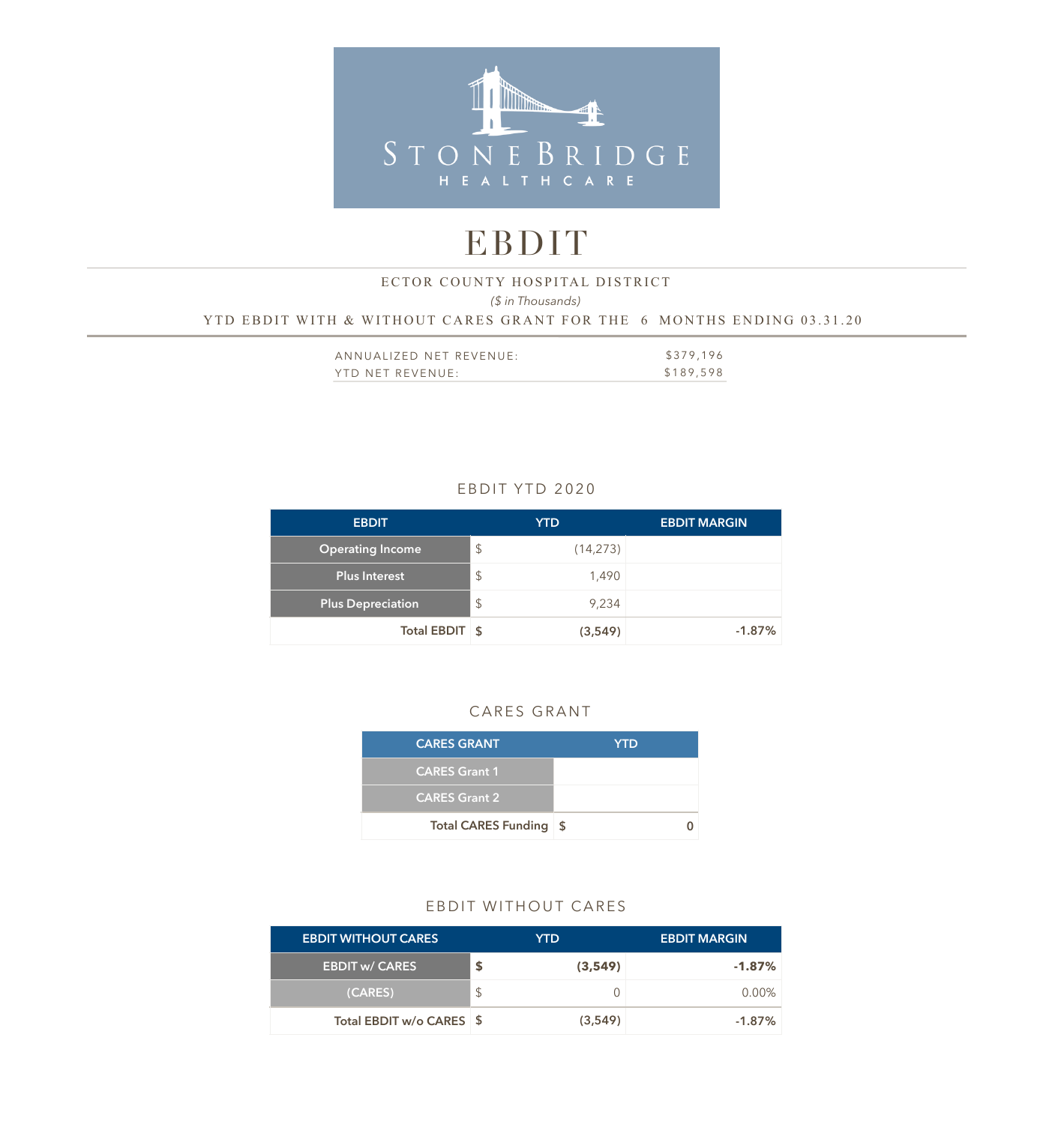STONEBRIDGE HEALTHCARE

# EBDIT

ECTOR COUNTY HOSPITAL DISTRICT

*($ in Thousands)*

YTD EBDIT WITH & WITHOUT CARES GRANT FOR THE 6 MONTHS ENDING 03.31.20

| | |
|---|---|
| ANNUALIZED NET REVENUE: | $379,196 |
| YTD NET REVENUE: | $189,598 |

## EBDIT YTD 2020

| EBDIT | | YTD | EBDIT MARGIN |
|---|---|---|---|
| Operating Income | $ | (14,273) | |
| Plus Interest | $ | 1,490 | |
| Plus Depreciation | $ | 9,234 | |
| **Total EBDIT** | **$** | **(3,549)** | **-1.87%** |

## CARES GRANT

| CARES GRANT | | YTD |
|---|---|---|
| CARES Grant 1 | | |
| CARES Grant 2 | | |
| **Total CARES Funding** | **$** | **0** |

## EBDIT WITHOUT CARES

| EBDIT WITHOUT CARES | | YTD | EBDIT MARGIN |
|---|---|---|---|
| **EBDIT w/ CARES** | **$** | **(3,549)** | **-1.87%** |
| (CARES) | $ | 0 | 0.00% |
| **Total EBDIT w/o CARES** | **$** | **(3,549)** | **-1.87%** |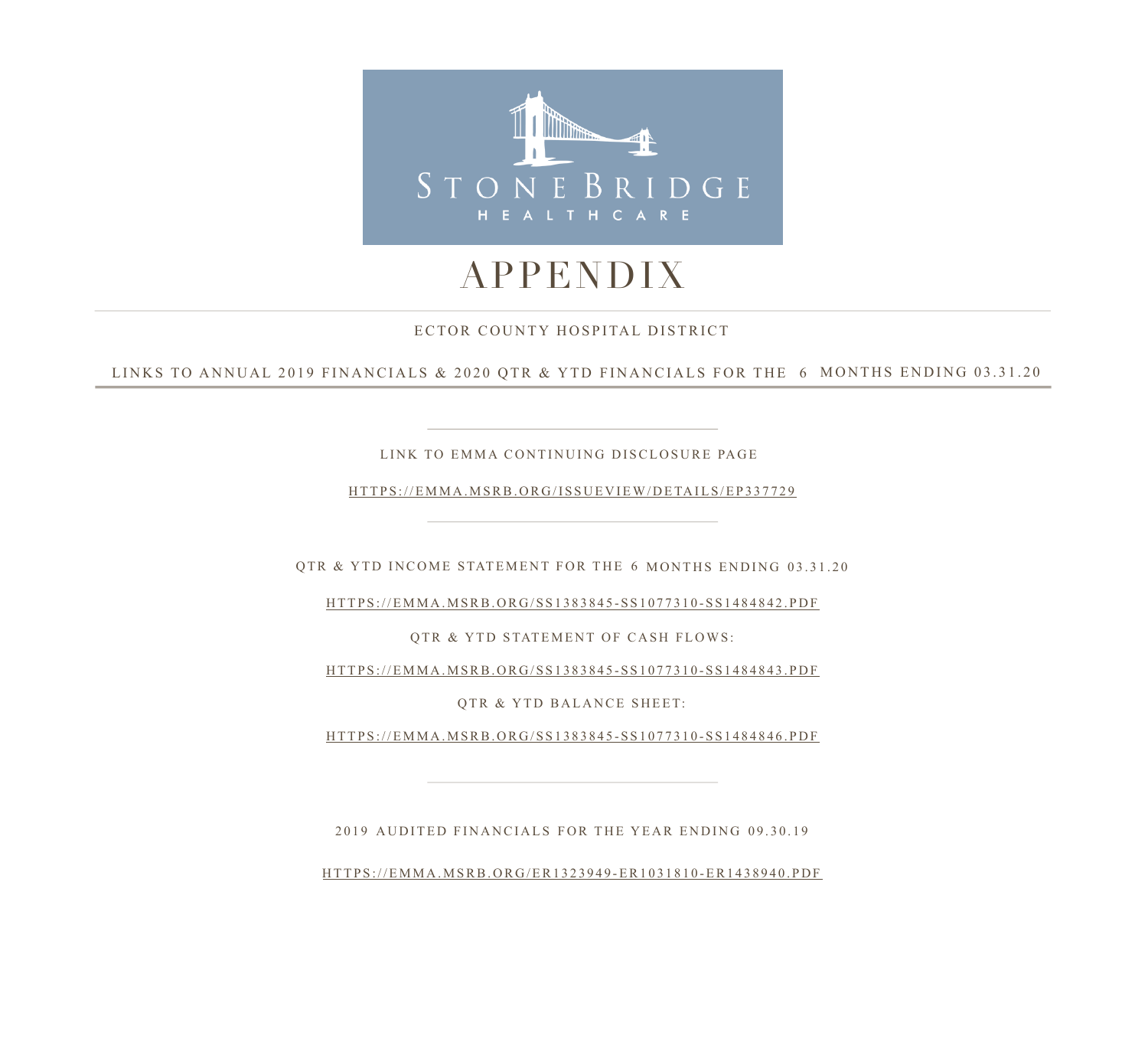STONE BRIDGE

HEALTHCARE

# APPENDIX

ECTOR COUNTY HOSPITAL DISTRICT

LINKS TO ANNUAL 2019 FINANCIALS & 2020 QTR & YTD FINANCIALS FOR THE 6 MONTHS ENDING 03.31.20

---

LINK TO EMMA CONTINUING DISCLOSURE PAGE

HTTPS://EMMA.MSRB.ORG/ISSUEVIEW/DETAILS/EP337729

---

QTR & YTD INCOME STATEMENT FOR THE 6 MONTHS ENDING 03.31.20

HTTPS://EMMA.MSRB.ORG/SS1383845-SS1077310-SS1484842.PDF

QTR & YTD STATEMENT OF CASH FLOWS:

HTTPS://EMMA.MSRB.ORG/SS1383845-SS1077310-SS1484843.PDF

QTR & YTD BALANCE SHEET:

HTTPS://EMMA.MSRB.ORG/SS1383845-SS1077310-SS1484846.PDF

---

2019 AUDITED FINANCIALS FOR THE YEAR ENDING 09.30.19

HTTPS://EMMA.MSRB.ORG/ER1323949-ER1031810-ER1438940.PDF